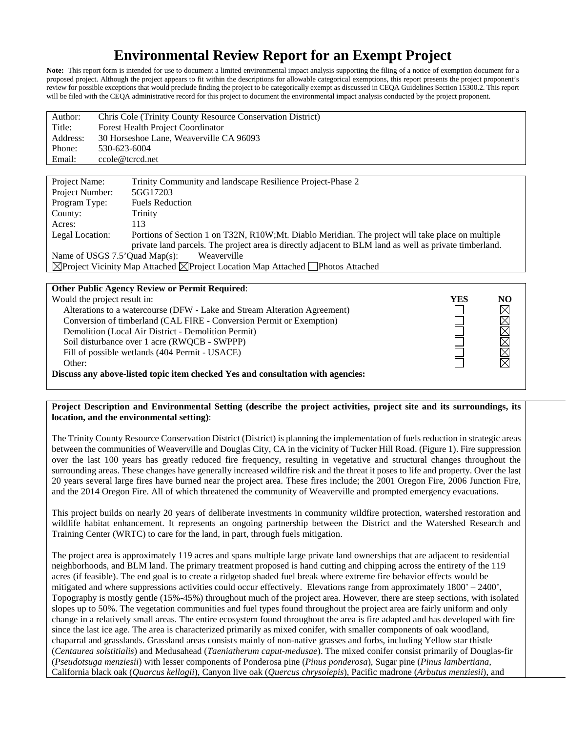# Environmental Review Report for an Exempt Project

**Note:** This report form is intended for use to document a limited environmental impact analysis supporting the filing of a notice of exemption document for a proposed project. Although the project appears to fit within the descriptions for allowable categorical exemptions, this report presents the project proponent's review for possible exceptions that would preclude finding the project to be categorically exempt as discussed in CEQA Guidelines Section 15300.2. This report will be filed with the CEQA administrative record for this project to document the environmental impact analysis conducted by the project proponent.

| | |
|---|---|
| Author: | Chris Cole (Trinity County Resource Conservation District) |
| Title: | Forest Health Project Coordinator |
| Address: | 30 Horseshoe Lane, Weaverville CA 96093 |
| Phone: | 530-623-6004 |
| Email: | ccole@tcrcd.net |

| | |
|---|---|
| Project Name: | Trinity Community and landscape Resilience Project-Phase 2 |
| Project Number: | 5GG17203 |
| Program Type: | Fuels Reduction |
| County: | Trinity |
| Acres: | 113 |
| Legal Location: | Portions of Section 1 on T32N, R10W;Mt. Diablo Meridian. The project will take place on multiple private land parcels. The project area is directly adjacent to BLM land as well as private timberland. |
| Name of USGS 7.5'Quad Map(s): | Weaverville |

☒Project Vicinity Map Attached ☒Project Location Map Attached ☐Photos Attached

**Other Public Agency Review or Permit Required**:

| Would the project result in: | YES | NO |
|---|---|---|
| Alterations to a watercourse (DFW - Lake and Stream Alteration Agreement) | ☐ | ☒ |
| Conversion of timberland (CAL FIRE - Conversion Permit or Exemption) | ☐ | ☒ |
| Demolition (Local Air District - Demolition Permit) | ☐ | ☒ |
| Soil disturbance over 1 acre (RWQCB - SWPPP) | ☐ | ☒ |
| Fill of possible wetlands (404 Permit - USACE) | ☐ | ☒ |
| Other: | ☐ | ☒ |

**Discuss any above-listed topic item checked Yes and consultation with agencies:**

**Project Description and Environmental Setting (describe the project activities, project site and its surroundings, its location, and the environmental setting)**:

The Trinity County Resource Conservation District (District) is planning the implementation of fuels reduction in strategic areas between the communities of Weaverville and Douglas City, CA in the vicinity of Tucker Hill Road. (Figure 1). Fire suppression over the last 100 years has greatly reduced fire frequency, resulting in vegetative and structural changes throughout the surrounding areas. These changes have generally increased wildfire risk and the threat it poses to life and property. Over the last 20 years several large fires have burned near the project area. These fires include; the 2001 Oregon Fire, 2006 Junction Fire, and the 2014 Oregon Fire. All of which threatened the community of Weaverville and prompted emergency evacuations.

This project builds on nearly 20 years of deliberate investments in community wildfire protection, watershed restoration and wildlife habitat enhancement. It represents an ongoing partnership between the District and the Watershed Research and Training Center (WRTC) to care for the land, in part, through fuels mitigation.

The project area is approximately 119 acres and spans multiple large private land ownerships that are adjacent to residential neighborhoods, and BLM land. The primary treatment proposed is hand cutting and chipping across the entirety of the 119 acres (if feasible). The end goal is to create a ridgetop shaded fuel break where extreme fire behavior effects would be mitigated and where suppressions activities could occur effectively. Elevations range from approximately 1800' – 2400', Topography is mostly gentle (15%-45%) throughout much of the project area. However, there are steep sections, with isolated slopes up to 50%. The vegetation communities and fuel types found throughout the project area are fairly uniform and only change in a relatively small areas. The entire ecosystem found throughout the area is fire adapted and has developed with fire since the last ice age. The area is characterized primarily as mixed conifer, with smaller components of oak woodland, chaparral and grasslands. Grassland areas consists mainly of non-native grasses and forbs, including Yellow star thistle (*Centaurea solstitialis*) and Medusahead (*Taeniatherum caput-medusae*). The mixed conifer consist primarily of Douglas-fir (*Pseudotsuga menziesii*) with lesser components of Ponderosa pine (*Pinus ponderosa*), Sugar pine (*Pinus lambertiana,* California black oak (*Quercus kellogii*), Canyon live oak (*Quercus chrysolepis*), Pacific madrone (*Arbutus menziesii*), and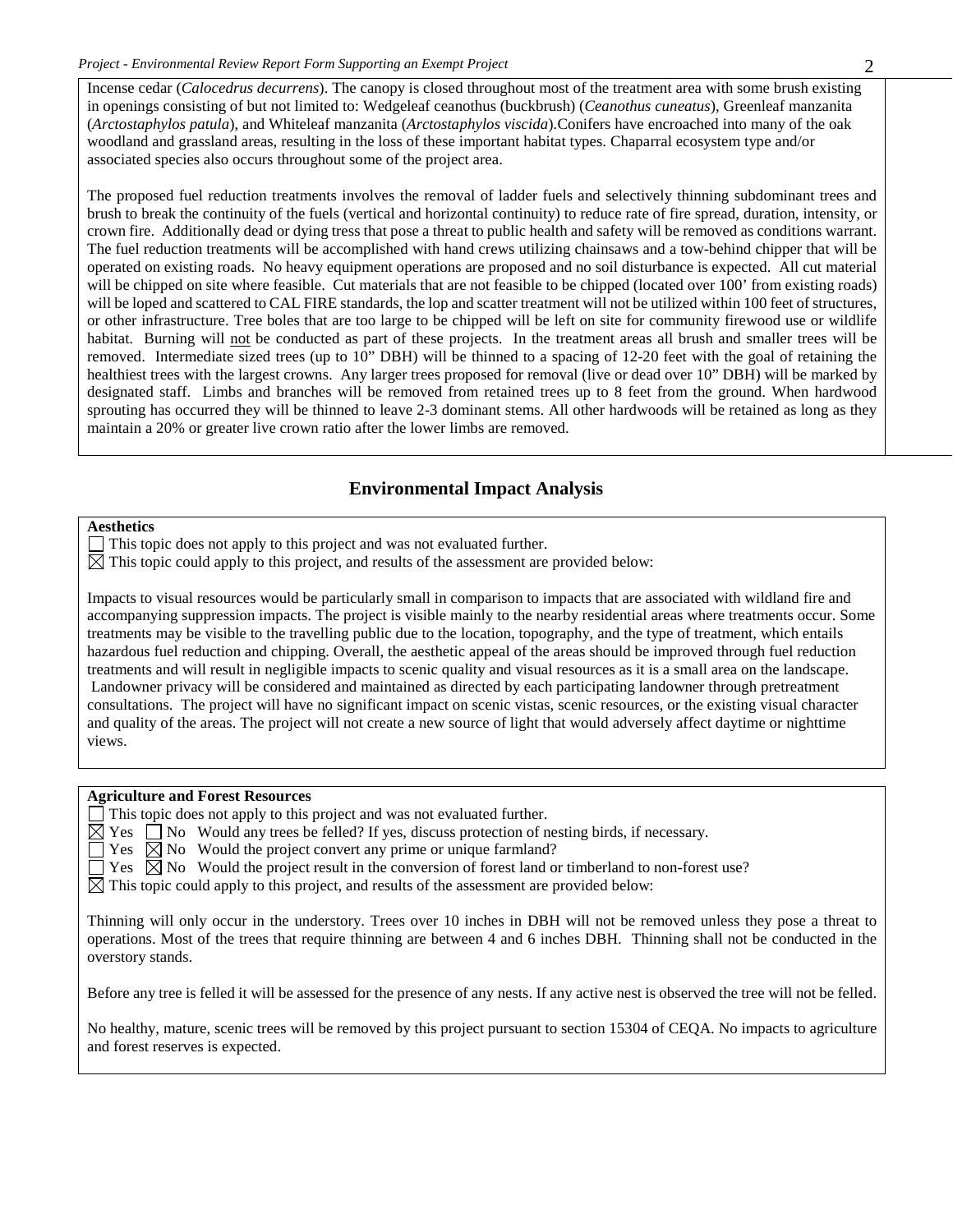Incense cedar (*Calocedrus decurrens*). The canopy is closed throughout most of the treatment area with some brush existing in openings consisting of but not limited to: Wedgeleaf ceanothus (buckbrush) (*Ceanothus cuneatus*), Greenleaf manzanita (*Arctostaphylos patula*), and Whiteleaf manzanita (*Arctostaphylos viscida*).Conifers have encroached into many of the oak woodland and grassland areas, resulting in the loss of these important habitat types. Chaparral ecosystem type and/or associated species also occurs throughout some of the project area.

The proposed fuel reduction treatments involves the removal of ladder fuels and selectively thinning subdominant trees and brush to break the continuity of the fuels (vertical and horizontal continuity) to reduce rate of fire spread, duration, intensity, or crown fire. Additionally dead or dying tress that pose a threat to public health and safety will be removed as conditions warrant. The fuel reduction treatments will be accomplished with hand crews utilizing chainsaws and a tow-behind chipper that will be operated on existing roads. No heavy equipment operations are proposed and no soil disturbance is expected. All cut material will be chipped on site where feasible. Cut materials that are not feasible to be chipped (located over 100' from existing roads) will be loped and scattered to CAL FIRE standards, the lop and scatter treatment will not be utilized within 100 feet of structures, or other infrastructure. Tree boles that are too large to be chipped will be left on site for community firewood use or wildlife habitat. Burning will <u>not</u> be conducted as part of these projects. In the treatment areas all brush and smaller trees will be removed. Intermediate sized trees (up to 10" DBH) will be thinned to a spacing of 12-20 feet with the goal of retaining the healthiest trees with the largest crowns. Any larger trees proposed for removal (live or dead over 10" DBH) will be marked by designated staff. Limbs and branches will be removed from retained trees up to 8 feet from the ground. When hardwood sprouting has occurred they will be thinned to leave 2-3 dominant stems. All other hardwoods will be retained as long as they maintain a 20% or greater live crown ratio after the lower limbs are removed.

## Environmental Impact Analysis

**Aesthetics**

☐ This topic does not apply to this project and was not evaluated further.
☒ This topic could apply to this project, and results of the assessment are provided below:

Impacts to visual resources would be particularly small in comparison to impacts that are associated with wildland fire and accompanying suppression impacts. The project is visible mainly to the nearby residential areas where treatments occur. Some treatments may be visible to the travelling public due to the location, topography, and the type of treatment, which entails hazardous fuel reduction and chipping. Overall, the aesthetic appeal of the areas should be improved through fuel reduction treatments and will result in negligible impacts to scenic quality and visual resources as it is a small area on the landscape. Landowner privacy will be considered and maintained as directed by each participating landowner through pretreatment consultations. The project will have no significant impact on scenic vistas, scenic resources, or the existing visual character and quality of the areas. The project will not create a new source of light that would adversely affect daytime or nighttime views.

**Agriculture and Forest Resources**

☐ This topic does not apply to this project and was not evaluated further.
☒ Yes ☐ No Would any trees be felled? If yes, discuss protection of nesting birds, if necessary.
☐ Yes ☒ No Would the project convert any prime or unique farmland?
☐ Yes ☒ No Would the project result in the conversion of forest land or timberland to non-forest use?
☒ This topic could apply to this project, and results of the assessment are provided below:

Thinning will only occur in the understory. Trees over 10 inches in DBH will not be removed unless they pose a threat to operations. Most of the trees that require thinning are between 4 and 6 inches DBH. Thinning shall not be conducted in the overstory stands.

Before any tree is felled it will be assessed for the presence of any nests. If any active nest is observed the tree will not be felled.

No healthy, mature, scenic trees will be removed by this project pursuant to section 15304 of CEQA. No impacts to agriculture and forest reserves is expected.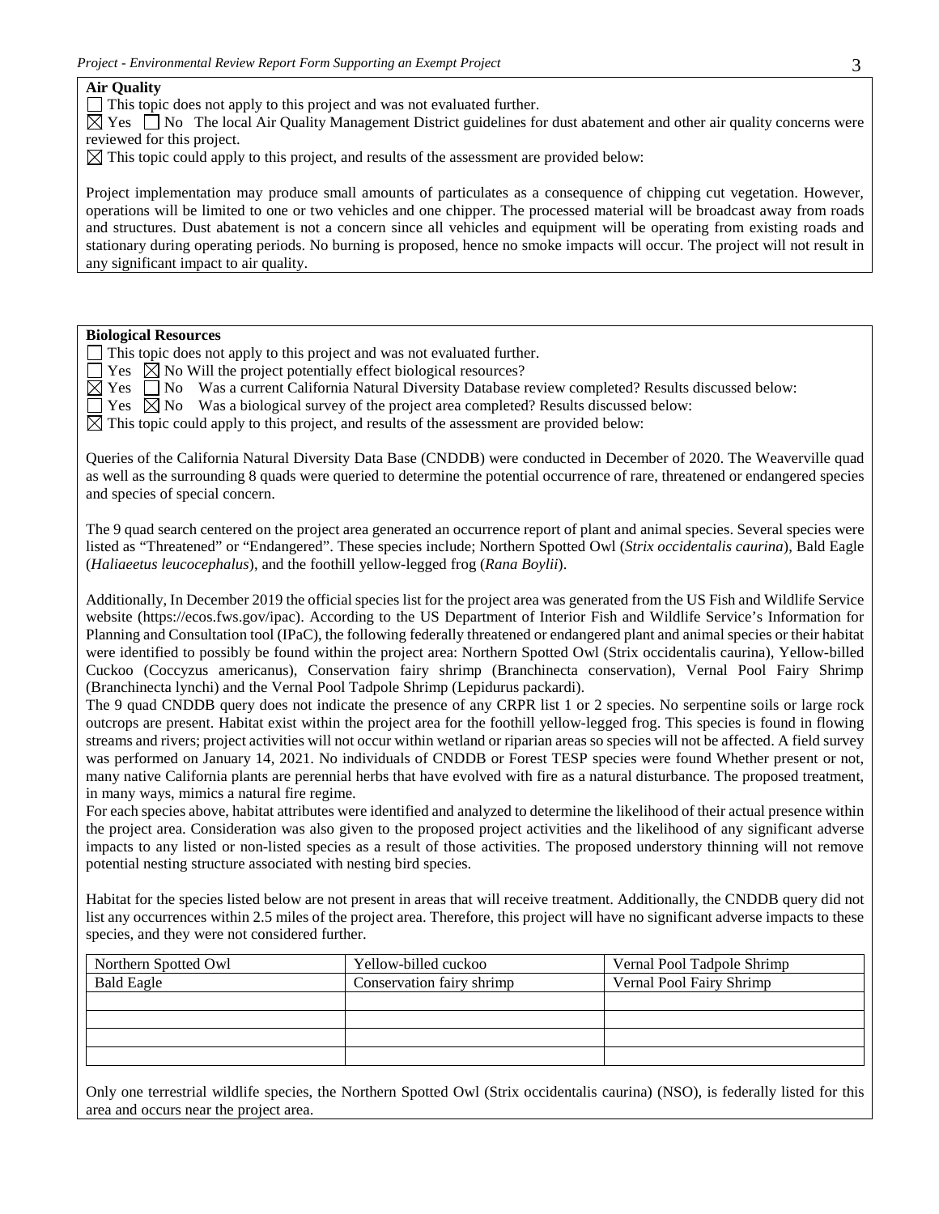**Air Quality**

☐ This topic does not apply to this project and was not evaluated further.

☒ Yes ☐ No The local Air Quality Management District guidelines for dust abatement and other air quality concerns were reviewed for this project.

☒ This topic could apply to this project, and results of the assessment are provided below:

Project implementation may produce small amounts of particulates as a consequence of chipping cut vegetation. However, operations will be limited to one or two vehicles and one chipper. The processed material will be broadcast away from roads and structures. Dust abatement is not a concern since all vehicles and equipment will be operating from existing roads and stationary during operating periods. No burning is proposed, hence no smoke impacts will occur. The project will not result in any significant impact to air quality.

**Biological Resources**

☐ This topic does not apply to this project and was not evaluated further.

☐ Yes ☒ No Will the project potentially effect biological resources?

☒ Yes ☐ No Was a current California Natural Diversity Database review completed? Results discussed below:

☐ Yes ☒ No Was a biological survey of the project area completed? Results discussed below:

☒ This topic could apply to this project, and results of the assessment are provided below:

Queries of the California Natural Diversity Data Base (CNDDB) were conducted in December of 2020. The Weaverville quad as well as the surrounding 8 quads were queried to determine the potential occurrence of rare, threatened or endangered species and species of special concern.

The 9 quad search centered on the project area generated an occurrence report of plant and animal species. Several species were listed as "Threatened" or "Endangered". These species include; Northern Spotted Owl (*Strix occidentalis caurina*), Bald Eagle (*Haliaeetus leucocephalus*), and the foothill yellow-legged frog (*Rana Boylii*).

Additionally, In December 2019 the official species list for the project area was generated from the US Fish and Wildlife Service website (https://ecos.fws.gov/ipac). According to the US Department of Interior Fish and Wildlife Service's Information for Planning and Consultation tool (IPaC), the following federally threatened or endangered plant and animal species or their habitat were identified to possibly be found within the project area: Northern Spotted Owl (Strix occidentalis caurina), Yellow-billed Cuckoo (Coccyzus americanus), Conservation fairy shrimp (Branchinecta conservation), Vernal Pool Fairy Shrimp (Branchinecta lynchi) and the Vernal Pool Tadpole Shrimp (Lepidurus packardi).

The 9 quad CNDDB query does not indicate the presence of any CRPR list 1 or 2 species. No serpentine soils or large rock outcrops are present. Habitat exist within the project area for the foothill yellow-legged frog. This species is found in flowing streams and rivers; project activities will not occur within wetland or riparian areas so species will not be affected. A field survey was performed on January 14, 2021. No individuals of CNDDB or Forest TESP species were found Whether present or not, many native California plants are perennial herbs that have evolved with fire as a natural disturbance. The proposed treatment, in many ways, mimics a natural fire regime.

For each species above, habitat attributes were identified and analyzed to determine the likelihood of their actual presence within the project area. Consideration was also given to the proposed project activities and the likelihood of any significant adverse impacts to any listed or non-listed species as a result of those activities. The proposed understory thinning will not remove potential nesting structure associated with nesting bird species.

Habitat for the species listed below are not present in areas that will receive treatment. Additionally, the CNDDB query did not list any occurrences within 2.5 miles of the project area. Therefore, this project will have no significant adverse impacts to these species, and they were not considered further.

| | | |
|---|---|---|
| Northern Spotted Owl | Yellow-billed cuckoo | Vernal Pool Tadpole Shrimp |
| Bald Eagle | Conservation fairy shrimp | Vernal Pool Fairy Shrimp |
| | | |
| | | |
| | | |
| | | |

Only one terrestrial wildlife species, the Northern Spotted Owl (Strix occidentalis caurina) (NSO), is federally listed for this area and occurs near the project area.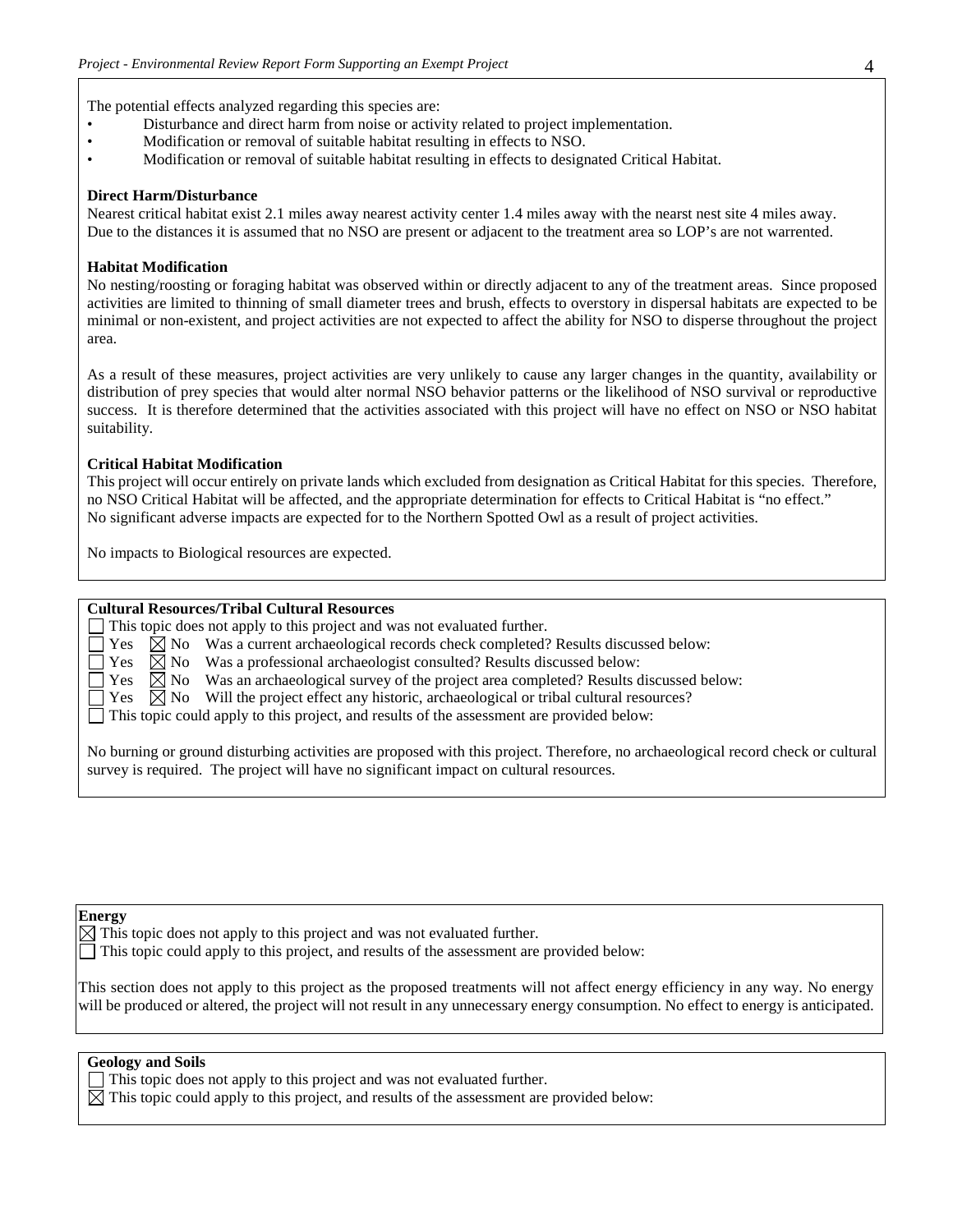The potential effects analyzed regarding this species are:

- Disturbance and direct harm from noise or activity related to project implementation.
- Modification or removal of suitable habitat resulting in effects to NSO.
- Modification or removal of suitable habitat resulting in effects to designated Critical Habitat.

**Direct Harm/Disturbance**

Nearest critical habitat exist 2.1 miles away nearest activity center 1.4 miles away with the nearst nest site 4 miles away. Due to the distances it is assumed that no NSO are present or adjacent to the treatment area so LOP's are not warrented.

**Habitat Modification**

No nesting/roosting or foraging habitat was observed within or directly adjacent to any of the treatment areas. Since proposed activities are limited to thinning of small diameter trees and brush, effects to overstory in dispersal habitats are expected to be minimal or non-existent, and project activities are not expected to affect the ability for NSO to disperse throughout the project area.

As a result of these measures, project activities are very unlikely to cause any larger changes in the quantity, availability or distribution of prey species that would alter normal NSO behavior patterns or the likelihood of NSO survival or reproductive success. It is therefore determined that the activities associated with this project will have no effect on NSO or NSO habitat suitability.

**Critical Habitat Modification**

This project will occur entirely on private lands which excluded from designation as Critical Habitat for this species. Therefore, no NSO Critical Habitat will be affected, and the appropriate determination for effects to Critical Habitat is "no effect."
No significant adverse impacts are expected for to the Northern Spotted Owl as a result of project activities.

No impacts to Biological resources are expected.

**Cultural Resources/Tribal Cultural Resources**

☐ This topic does not apply to this project and was not evaluated further.
☐ Yes ☒ No Was a current archaeological records check completed? Results discussed below:
☐ Yes ☒ No Was a professional archaeologist consulted? Results discussed below:
☐ Yes ☒ No Was an archaeological survey of the project area completed? Results discussed below:
☐ Yes ☒ No Will the project effect any historic, archaeological or tribal cultural resources?
☐ This topic could apply to this project, and results of the assessment are provided below:

No burning or ground disturbing activities are proposed with this project. Therefore, no archaeological record check or cultural survey is required. The project will have no significant impact on cultural resources.

**Energy**

☒ This topic does not apply to this project and was not evaluated further.
☐ This topic could apply to this project, and results of the assessment are provided below:

This section does not apply to this project as the proposed treatments will not affect energy efficiency in any way. No energy will be produced or altered, the project will not result in any unnecessary energy consumption. No effect to energy is anticipated.

**Geology and Soils**

☐ This topic does not apply to this project and was not evaluated further.
☒ This topic could apply to this project, and results of the assessment are provided below: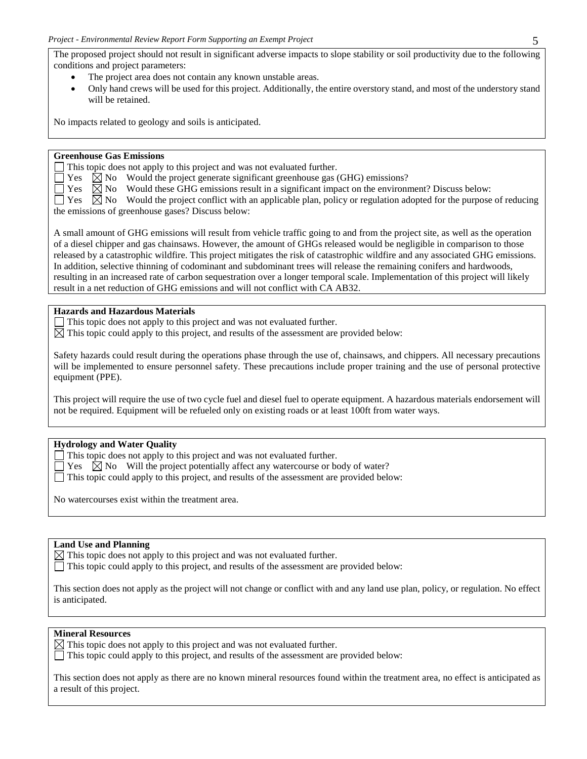The proposed project should not result in significant adverse impacts to slope stability or soil productivity due to the following conditions and project parameters:

- The project area does not contain any known unstable areas.
- Only hand crews will be used for this project. Additionally, the entire overstory stand, and most of the understory stand will be retained.

No impacts related to geology and soils is anticipated.

**Greenhouse Gas Emissions**

☐ This topic does not apply to this project and was not evaluated further.
☐ Yes ☒ No Would the project generate significant greenhouse gas (GHG) emissions?
☐ Yes ☒ No Would these GHG emissions result in a significant impact on the environment? Discuss below:
☐ Yes ☒ No Would the project conflict with an applicable plan, policy or regulation adopted for the purpose of reducing the emissions of greenhouse gases? Discuss below:

A small amount of GHG emissions will result from vehicle traffic going to and from the project site, as well as the operation of a diesel chipper and gas chainsaws. However, the amount of GHGs released would be negligible in comparison to those released by a catastrophic wildfire. This project mitigates the risk of catastrophic wildfire and any associated GHG emissions. In addition, selective thinning of codominant and subdominant trees will release the remaining conifers and hardwoods, resulting in an increased rate of carbon sequestration over a longer temporal scale. Implementation of this project will likely result in a net reduction of GHG emissions and will not conflict with CA AB32.

**Hazards and Hazardous Materials**

☐ This topic does not apply to this project and was not evaluated further.
☒ This topic could apply to this project, and results of the assessment are provided below:

Safety hazards could result during the operations phase through the use of, chainsaws, and chippers. All necessary precautions will be implemented to ensure personnel safety. These precautions include proper training and the use of personal protective equipment (PPE).

This project will require the use of two cycle fuel and diesel fuel to operate equipment. A hazardous materials endorsement will not be required. Equipment will be refueled only on existing roads or at least 100ft from water ways.

**Hydrology and Water Quality**

☐ This topic does not apply to this project and was not evaluated further.
☐ Yes ☒ No Will the project potentially affect any watercourse or body of water?
☐ This topic could apply to this project, and results of the assessment are provided below:

No watercourses exist within the treatment area.

**Land Use and Planning**

☒ This topic does not apply to this project and was not evaluated further.
☐ This topic could apply to this project, and results of the assessment are provided below:

This section does not apply as the project will not change or conflict with and any land use plan, policy, or regulation. No effect is anticipated.

**Mineral Resources**

☒ This topic does not apply to this project and was not evaluated further.
☐ This topic could apply to this project, and results of the assessment are provided below:

This section does not apply as there are no known mineral resources found within the treatment area, no effect is anticipated as a result of this project.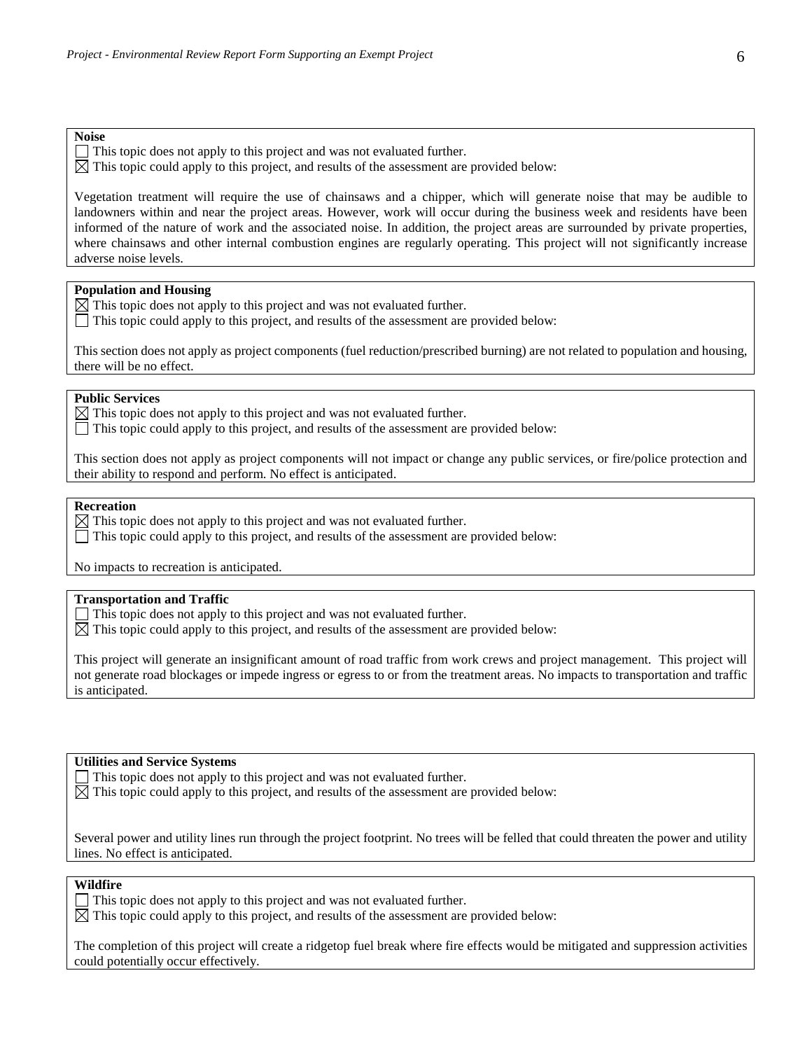**Noise**

☐ This topic does not apply to this project and was not evaluated further.
☒ This topic could apply to this project, and results of the assessment are provided below:

Vegetation treatment will require the use of chainsaws and a chipper, which will generate noise that may be audible to landowners within and near the project areas. However, work will occur during the business week and residents have been informed of the nature of work and the associated noise. In addition, the project areas are surrounded by private properties, where chainsaws and other internal combustion engines are regularly operating. This project will not significantly increase adverse noise levels.

**Population and Housing**

☒ This topic does not apply to this project and was not evaluated further.
☐ This topic could apply to this project, and results of the assessment are provided below:

This section does not apply as project components (fuel reduction/prescribed burning) are not related to population and housing, there will be no effect.

**Public Services**

☒ This topic does not apply to this project and was not evaluated further.
☐ This topic could apply to this project, and results of the assessment are provided below:

This section does not apply as project components will not impact or change any public services, or fire/police protection and their ability to respond and perform. No effect is anticipated.

**Recreation**

☒ This topic does not apply to this project and was not evaluated further.
☐ This topic could apply to this project, and results of the assessment are provided below:

No impacts to recreation is anticipated.

**Transportation and Traffic**

☐ This topic does not apply to this project and was not evaluated further.
☒ This topic could apply to this project, and results of the assessment are provided below:

This project will generate an insignificant amount of road traffic from work crews and project management. This project will not generate road blockages or impede ingress or egress to or from the treatment areas. No impacts to transportation and traffic is anticipated.

**Utilities and Service Systems**

☐ This topic does not apply to this project and was not evaluated further.
☒ This topic could apply to this project, and results of the assessment are provided below:

Several power and utility lines run through the project footprint. No trees will be felled that could threaten the power and utility lines. No effect is anticipated.

**Wildfire**

☐ This topic does not apply to this project and was not evaluated further.
☒ This topic could apply to this project, and results of the assessment are provided below:

The completion of this project will create a ridgetop fuel break where fire effects would be mitigated and suppression activities could potentially occur effectively.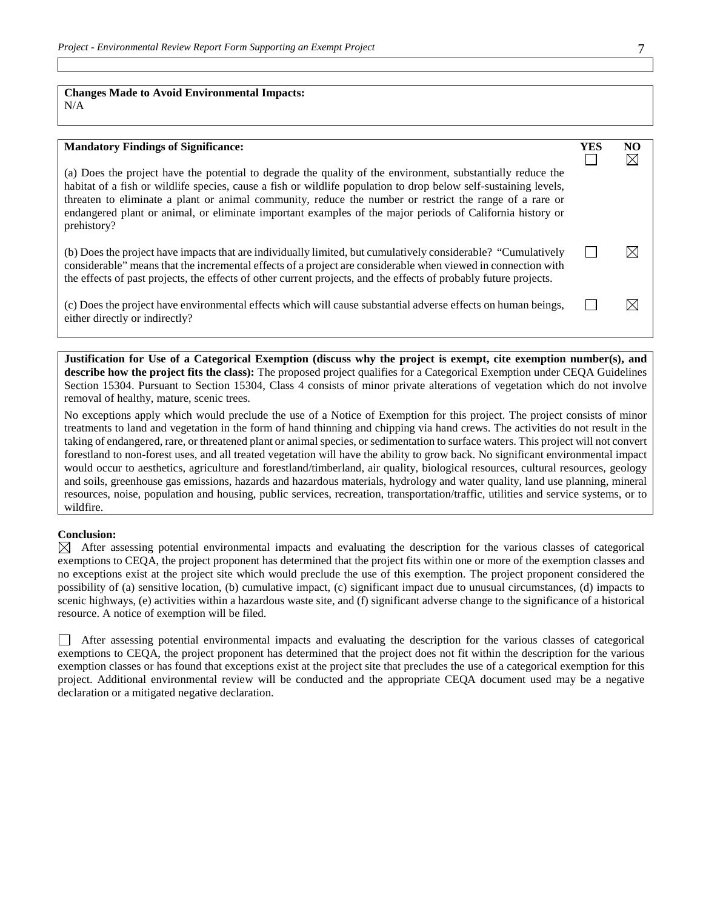**Changes Made to Avoid Environmental Impacts:**
N/A

| **Mandatory Findings of Significance:** | **YES** | **NO** |
|---|---|---|
| (a) Does the project have the potential to degrade the quality of the environment, substantially reduce the habitat of a fish or wildlife species, cause a fish or wildlife population to drop below self-sustaining levels, threaten to eliminate a plant or animal community, reduce the number or restrict the range of a rare or endangered plant or animal, or eliminate important examples of the major periods of California history or prehistory? | ☐ | ☒ |
| (b) Does the project have impacts that are individually limited, but cumulatively considerable? "Cumulatively considerable" means that the incremental effects of a project are considerable when viewed in connection with the effects of past projects, the effects of other current projects, and the effects of probably future projects. | ☐ | ☒ |
| (c) Does the project have environmental effects which will cause substantial adverse effects on human beings, either directly or indirectly? | ☐ | ☒ |

**Justification for Use of a Categorical Exemption (discuss why the project is exempt, cite exemption number(s), and describe how the project fits the class):** The proposed project qualifies for a Categorical Exemption under CEQA Guidelines Section 15304. Pursuant to Section 15304, Class 4 consists of minor private alterations of vegetation which do not involve removal of healthy, mature, scenic trees.

No exceptions apply which would preclude the use of a Notice of Exemption for this project. The project consists of minor treatments to land and vegetation in the form of hand thinning and chipping via hand crews. The activities do not result in the taking of endangered, rare, or threatened plant or animal species, or sedimentation to surface waters. This project will not convert forestland to non-forest uses, and all treated vegetation will have the ability to grow back. No significant environmental impact would occur to aesthetics, agriculture and forestland/timberland, air quality, biological resources, cultural resources, geology and soils, greenhouse gas emissions, hazards and hazardous materials, hydrology and water quality, land use planning, mineral resources, noise, population and housing, public services, recreation, transportation/traffic, utilities and service systems, or to wildfire.

**Conclusion:**

☒ After assessing potential environmental impacts and evaluating the description for the various classes of categorical exemptions to CEQA, the project proponent has determined that the project fits within one or more of the exemption classes and no exceptions exist at the project site which would preclude the use of this exemption. The project proponent considered the possibility of (a) sensitive location, (b) cumulative impact, (c) significant impact due to unusual circumstances, (d) impacts to scenic highways, (e) activities within a hazardous waste site, and (f) significant adverse change to the significance of a historical resource. A notice of exemption will be filed.

☐ After assessing potential environmental impacts and evaluating the description for the various classes of categorical exemptions to CEQA, the project proponent has determined that the project does not fit within the description for the various exemption classes or has found that exceptions exist at the project site that precludes the use of a categorical exemption for this project. Additional environmental review will be conducted and the appropriate CEQA document used may be a negative declaration or a mitigated negative declaration.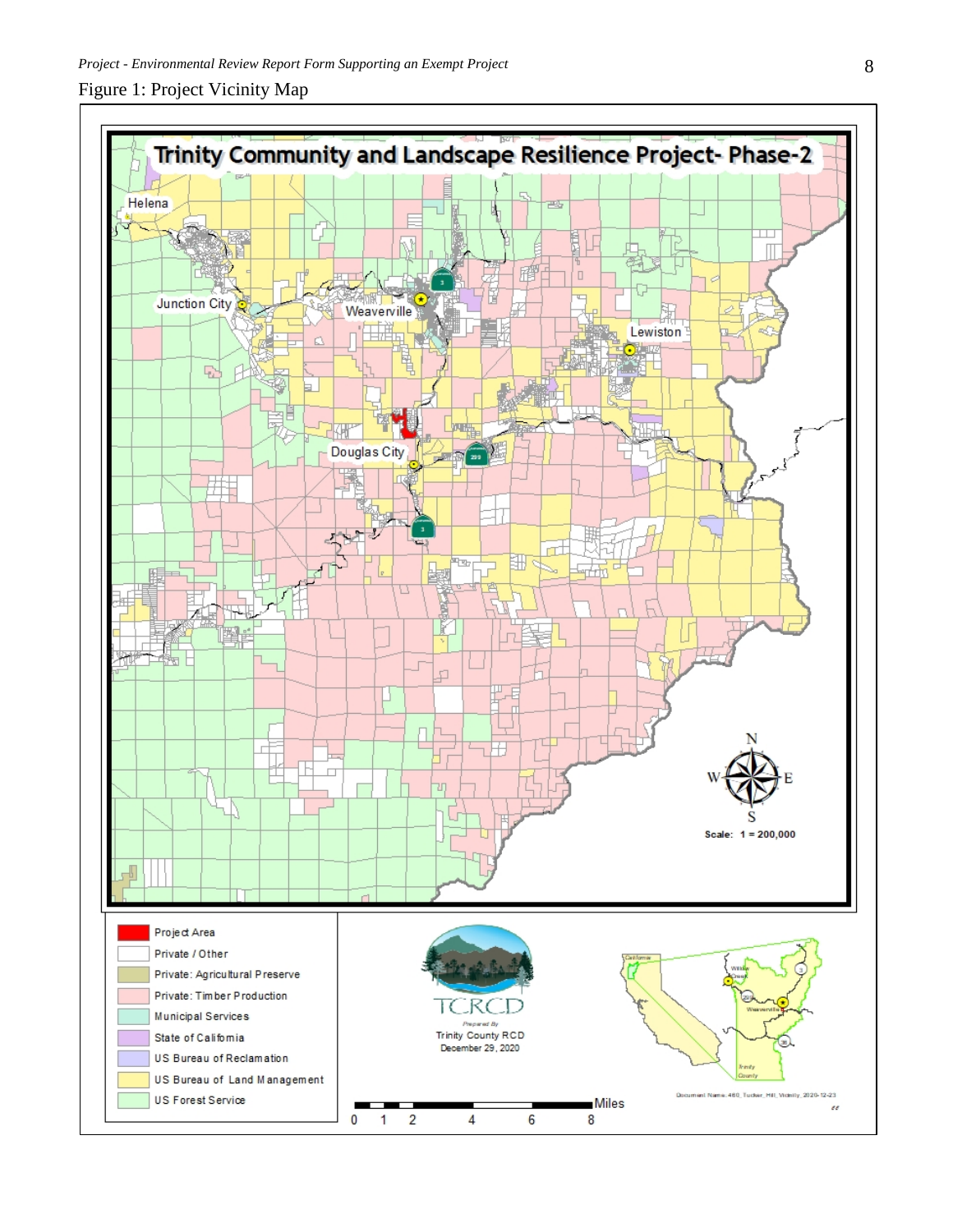Figure 1: Project Vicinity Map

# Trinity Community and Landscape Resilience Project- Phase-2

Helena

Junction City

Weaverville

Lewiston

Douglas City

Scale: 1 = 200,000

| Legend |
| --- |
| Project Area |
| Private / Other |
| Private: Agricultural Preserve |
| Private: Timber Production |
| Municipal Services |
| State of California |
| US Bureau of Reclamation |
| US Bureau of Land Management |
| US Forest Service |

TCRCD

Prepared By
Trinity County RCD
December 29, 2020

Miles
0 1 2 4 6 8

Document Name: 460_Tucker_Hill_Vicinity_2020-12-23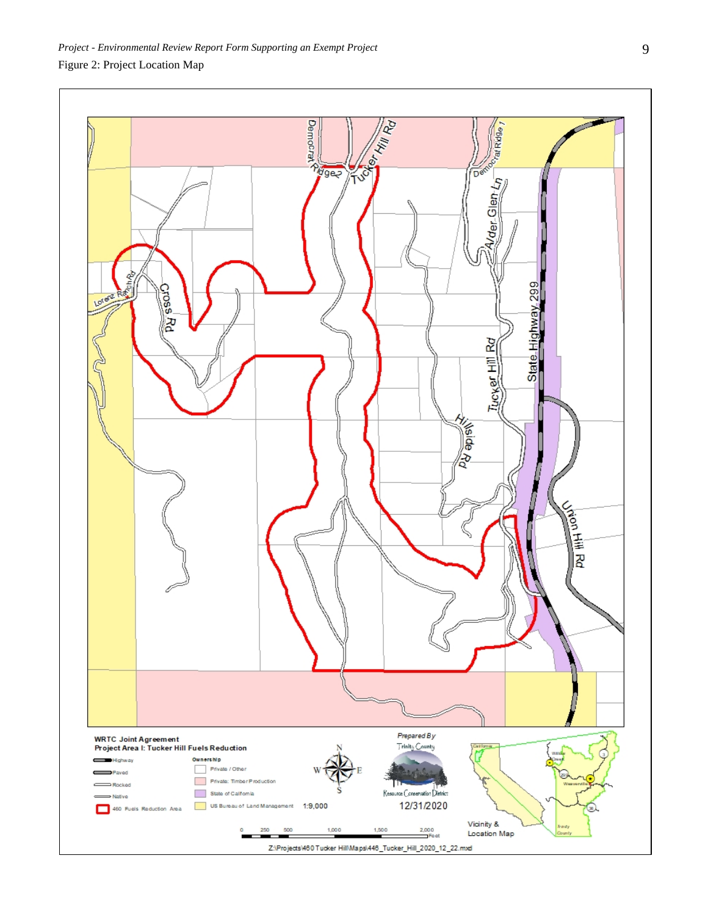Figure 2: Project Location Map

Democrat Ridge 2
Tucker Hill Rd
Democrat Ridge 1
Alder Glen Ln
Lorenz Ranch Rd
Cross Rd
State Highway 299
Tucker Hill Rd
Hillside Rd
Union Hill Rd

WRTC Joint Agreement
Project Area I: Tucker Hill Fuels Reduction

Highway
Paved
Rocked
Native
460 Fuels Reduction Area

Ownership
Private / Other
Private: Timber Production
State of California
US Bureau of Land Management

1:9,000

Prepared By
Trinity County
Resource Conservation District
12/31/2020

0 250 500 1,000 1,500 2,000 Feet

Vicinity & Location Map

Z:\Projects\460 Tucker Hill\Maps\446_Tucker_Hill_2020_12_22.mxd